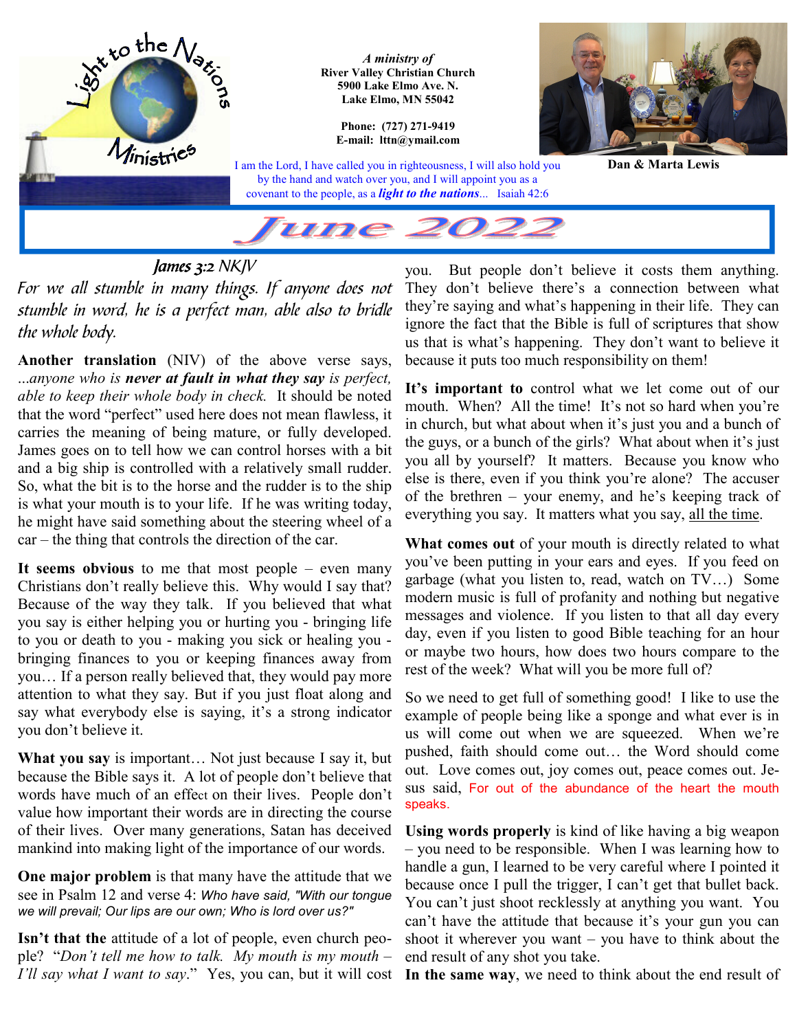*A ministry of*
**River Valley Christian Church**
**5900 Lake Elmo Ave. N.**
**Lake Elmo, MN 55042**

**Phone: (727) 271-9419**
**E-mail: lttn@ymail.com**

**Dan & Marta Lewis**

I am the Lord, I have called you in righteousness, I will also hold you by the hand and watch over you, and I will appoint you as a covenant to the people, as a ***light to the nations***... Isaiah 42:6

# June 2022

*James 3:2 NKJV*

*For we all stumble in many things. If anyone does not stumble in word, he is a perfect man, able also to bridle the whole body.*

**Another translation** (NIV) of the above verse says, *...anyone who is **never at fault in what they say** is perfect, able to keep their whole body in check.* It should be noted that the word "perfect" used here does not mean flawless, it carries the meaning of being mature, or fully developed. James goes on to tell how we can control horses with a bit and a big ship is controlled with a relatively small rudder. So, what the bit is to the horse and the rudder is to the ship is what your mouth is to your life. If he was writing today, he might have said something about the steering wheel of a car – the thing that controls the direction of the car.

**It seems obvious** to me that most people – even many Christians don't really believe this. Why would I say that? Because of the way they talk. If you believed that what you say is either helping you or hurting you - bringing life to you or death to you - making you sick or healing you - bringing finances to you or keeping finances away from you… If a person really believed that, they would pay more attention to what they say. But if you just float along and say what everybody else is saying, it's a strong indicator you don't believe it.

**What you say** is important… Not just because I say it, but because the Bible says it. A lot of people don't believe that words have much of an effect on their lives. People don't value how important their words are in directing the course of their lives. Over many generations, Satan has deceived mankind into making light of the importance of our words.

**One major problem** is that many have the attitude that we see in Psalm 12 and verse 4: *Who have said, "With our tongue we will prevail; Our lips are our own; Who is lord over us?"*

**Isn't that the** attitude of a lot of people, even church people? "*Don't tell me how to talk. My mouth is my mouth – I'll say what I want to say*." Yes, you can, but it will cost you. But people don't believe it costs them anything. They don't believe there's a connection between what they're saying and what's happening in their life. They can ignore the fact that the Bible is full of scriptures that show us that is what's happening. They don't want to believe it because it puts too much responsibility on them!

**It's important to** control what we let come out of our mouth. When? All the time! It's not so hard when you're in church, but what about when it's just you and a bunch of the guys, or a bunch of the girls? What about when it's just you all by yourself? It matters. Because you know who else is there, even if you think you're alone? The accuser of the brethren – your enemy, and he's keeping track of everything you say. It matters what you say, <u>all the time</u>.

**What comes out** of your mouth is directly related to what you've been putting in your ears and eyes. If you feed on garbage (what you listen to, read, watch on TV…) Some modern music is full of profanity and nothing but negative messages and violence. If you listen to that all day every day, even if you listen to good Bible teaching for an hour or maybe two hours, how does two hours compare to the rest of the week? What will you be more full of?

So we need to get full of something good! I like to use the example of people being like a sponge and what ever is in us will come out when we are squeezed. When we're pushed, faith should come out… the Word should come out. Love comes out, joy comes out, peace comes out. Jesus said, For out of the abundance of the heart the mouth speaks.

**Using words properly** is kind of like having a big weapon – you need to be responsible. When I was learning how to handle a gun, I learned to be very careful where I pointed it because once I pull the trigger, I can't get that bullet back. You can't just shoot recklessly at anything you want. You can't have the attitude that because it's your gun you can shoot it wherever you want – you have to think about the end result of any shot you take.

**In the same way**, we need to think about the end result of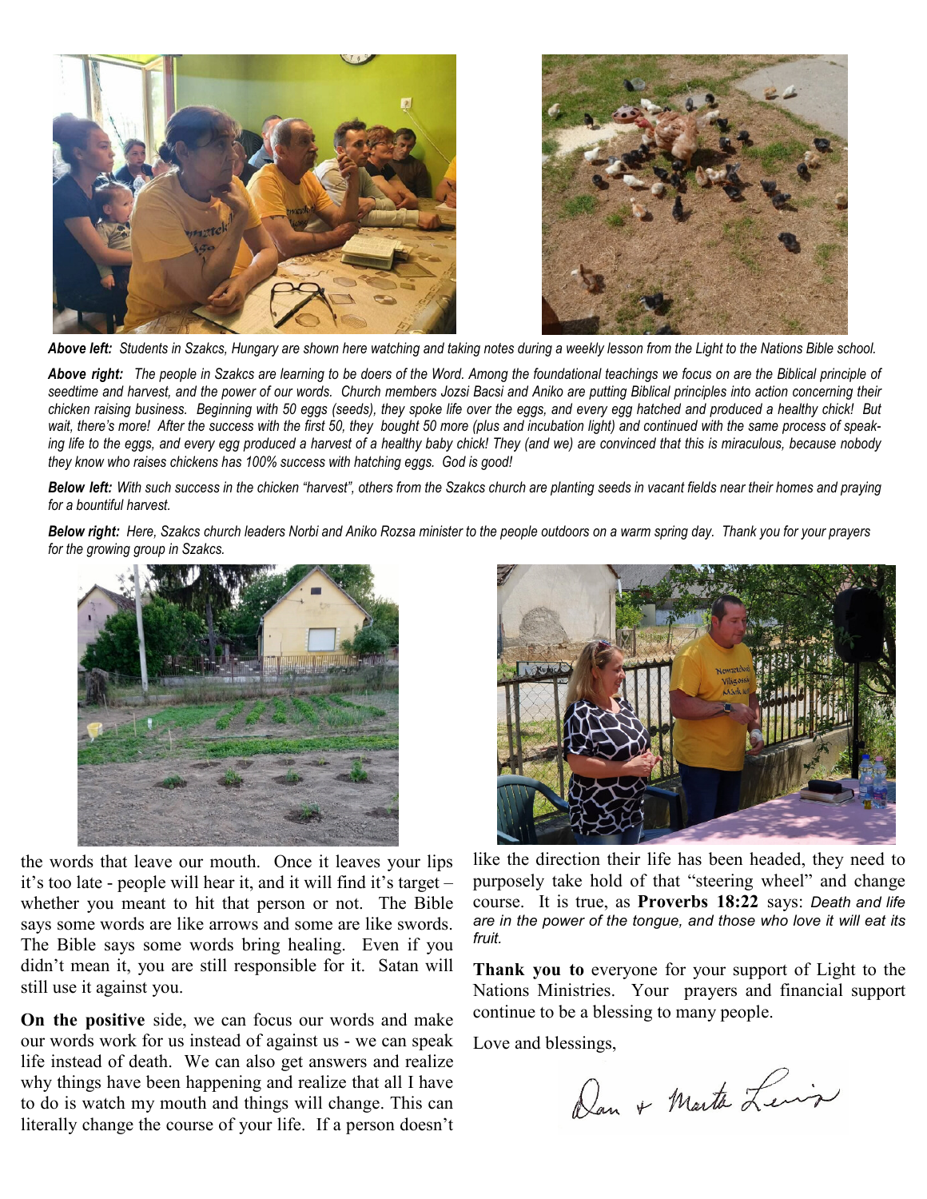***Above left:*** *Students in Szakcs, Hungary are shown here watching and taking notes during a weekly lesson from the Light to the Nations Bible school.*

***Above right:*** *The people in Szakcs are learning to be doers of the Word. Among the foundational teachings we focus on are the Biblical principle of seedtime and harvest, and the power of our words. Church members Jozsi Bacsi and Aniko are putting Biblical principles into action concerning their chicken raising business. Beginning with 50 eggs (seeds), they spoke life over the eggs, and every egg hatched and produced a healthy chick! But wait, there's more! After the success with the first 50, they bought 50 more (plus and incubation light) and continued with the same process of speaking life to the eggs, and every egg produced a harvest of a healthy baby chick! They (and we) are convinced that this is miraculous, because nobody they know who raises chickens has 100% success with hatching eggs. God is good!*

***Below left:*** *With such success in the chicken "harvest", others from the Szakcs church are planting seeds in vacant fields near their homes and praying for a bountiful harvest.*

***Below right:*** *Here, Szakcs church leaders Norbi and Aniko Rozsa minister to the people outdoors on a warm spring day. Thank you for your prayers for the growing group in Szakcs.*

the words that leave our mouth. Once it leaves your lips it's too late - people will hear it, and it will find it's target – whether you meant to hit that person or not. The Bible says some words are like arrows and some are like swords. The Bible says some words bring healing. Even if you didn't mean it, you are still responsible for it. Satan will still use it against you.

**On the positive** side, we can focus our words and make our words work for us instead of against us - we can speak life instead of death. We can also get answers and realize why things have been happening and realize that all I have to do is watch my mouth and things will change. This can literally change the course of your life. If a person doesn't like the direction their life has been headed, they need to purposely take hold of that "steering wheel" and change course. It is true, as **Proverbs 18:22** says: *Death and life are in the power of the tongue, and those who love it will eat its fruit.*

**Thank you to** everyone for your support of Light to the Nations Ministries. Your prayers and financial support continue to be a blessing to many people.

Love and blessings,

Dan + Marta Lewis